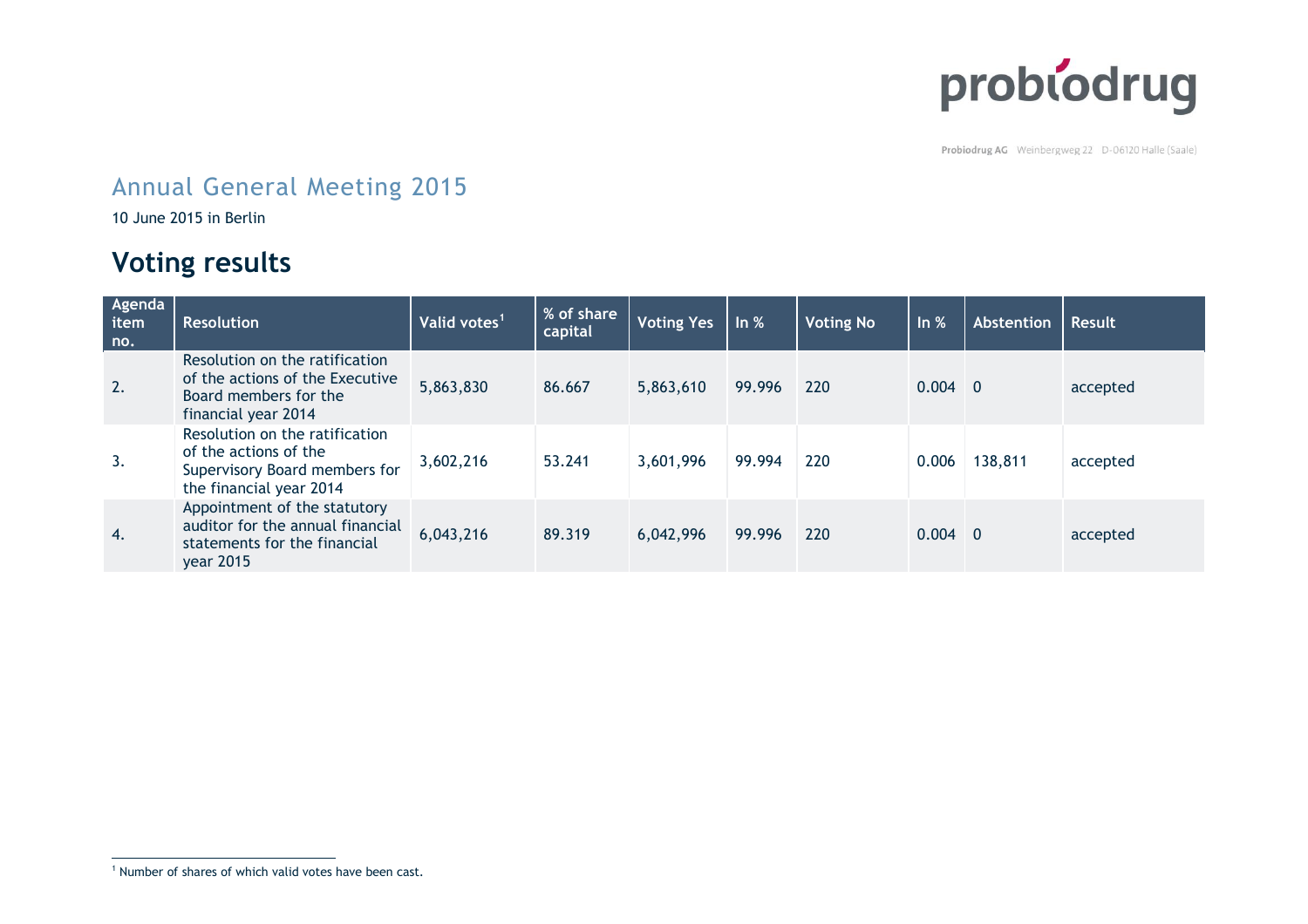Probiodrug AG Weinbergweg 22 D-06120 Halle (Saale)

# Annual General Meeting 2015

10 June 2015 in Berlin

## Voting results

| Agenda item no. | Resolution | Valid votes[1] | % of share capital | Voting Yes | In % | Voting No | In % | Abstention | Result |
|---|---|---|---|---|---|---|---|---|---|
| 2. | Resolution on the ratification of the actions of the Executive Board members for the financial year 2014 | 5,863,830 | 86.667 | 5,863,610 | 99.996 | 220 | 0.004 | 0 | accepted |
| 3. | Resolution on the ratification of the actions of the Supervisory Board members for the financial year 2014 | 3,602,216 | 53.241 | 3,601,996 | 99.994 | 220 | 0.006 | 138,811 | accepted |
| 4. | Appointment of the statutory auditor for the annual financial statements for the financial year 2015 | 6,043,216 | 89.319 | 6,042,996 | 99.996 | 220 | 0.004 | 0 | accepted |

[1] Number of shares of which valid votes have been cast.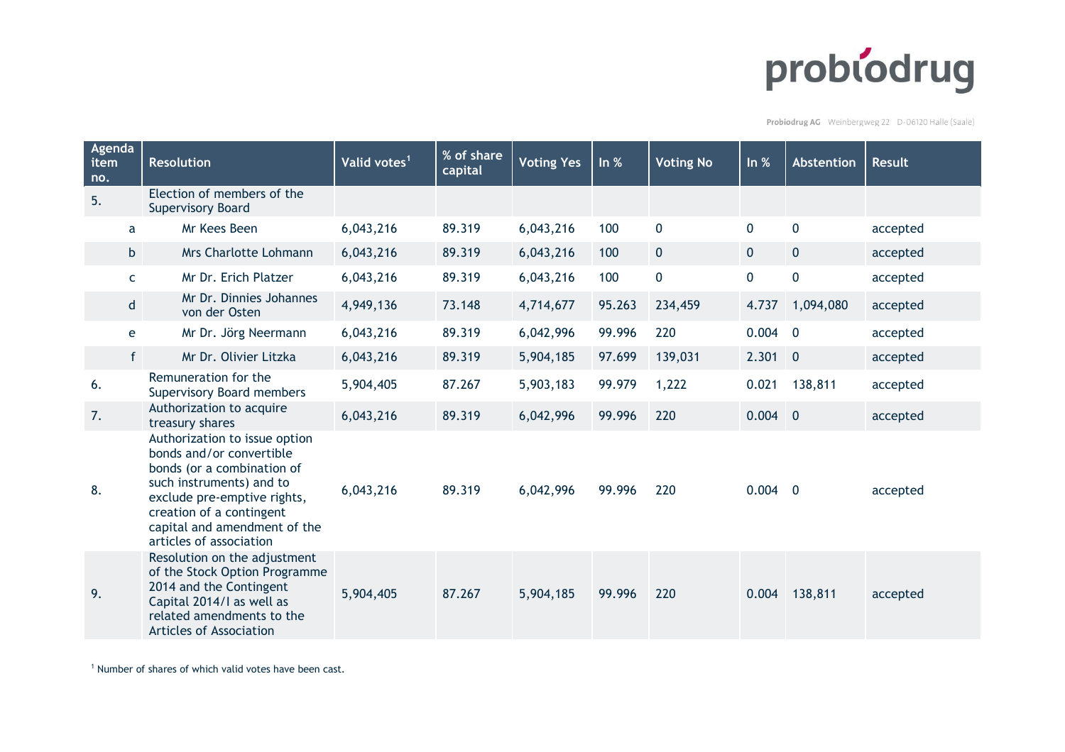| Agenda item no. | Resolution | Valid votes[1] | % of share capital | Voting Yes | In % | Voting No | In % | Abstention | Result |
|---|---|---|---|---|---|---|---|---|---|
| 5. | Election of members of the Supervisory Board | | | | | | | | |
| a | Mr Kees Been | 6,043,216 | 89.319 | 6,043,216 | 100 | 0 | 0 | 0 | accepted |
| b | Mrs Charlotte Lohmann | 6,043,216 | 89.319 | 6,043,216 | 100 | 0 | 0 | 0 | accepted |
| c | Mr Dr. Erich Platzer | 6,043,216 | 89.319 | 6,043,216 | 100 | 0 | 0 | 0 | accepted |
| d | Mr Dr. Dinnies Johannes von der Osten | 4,949,136 | 73.148 | 4,714,677 | 95.263 | 234,459 | 4.737 | 1,094,080 | accepted |
| e | Mr Dr. Jörg Neermann | 6,043,216 | 89.319 | 6,042,996 | 99.996 | 220 | 0.004 | 0 | accepted |
| f | Mr Dr. Olivier Litzka | 6,043,216 | 89.319 | 5,904,185 | 97.699 | 139,031 | 2.301 | 0 | accepted |
| 6. | Remuneration for the Supervisory Board members | 5,904,405 | 87.267 | 5,903,183 | 99.979 | 1,222 | 0.021 | 138,811 | accepted |
| 7. | Authorization to acquire treasury shares | 6,043,216 | 89.319 | 6,042,996 | 99.996 | 220 | 0.004 | 0 | accepted |
| 8. | Authorization to issue option bonds and/or convertible bonds (or a combination of such instruments) and to exclude pre-emptive rights, creation of a contingent capital and amendment of the articles of association | 6,043,216 | 89.319 | 6,042,996 | 99.996 | 220 | 0.004 | 0 | accepted |
| 9. | Resolution on the adjustment of the Stock Option Programme 2014 and the Contingent Capital 2014/I as well as related amendments to the Articles of Association | 5,904,405 | 87.267 | 5,904,185 | 99.996 | 220 | 0.004 | 138,811 | accepted |

[1] Number of shares of which valid votes have been cast.